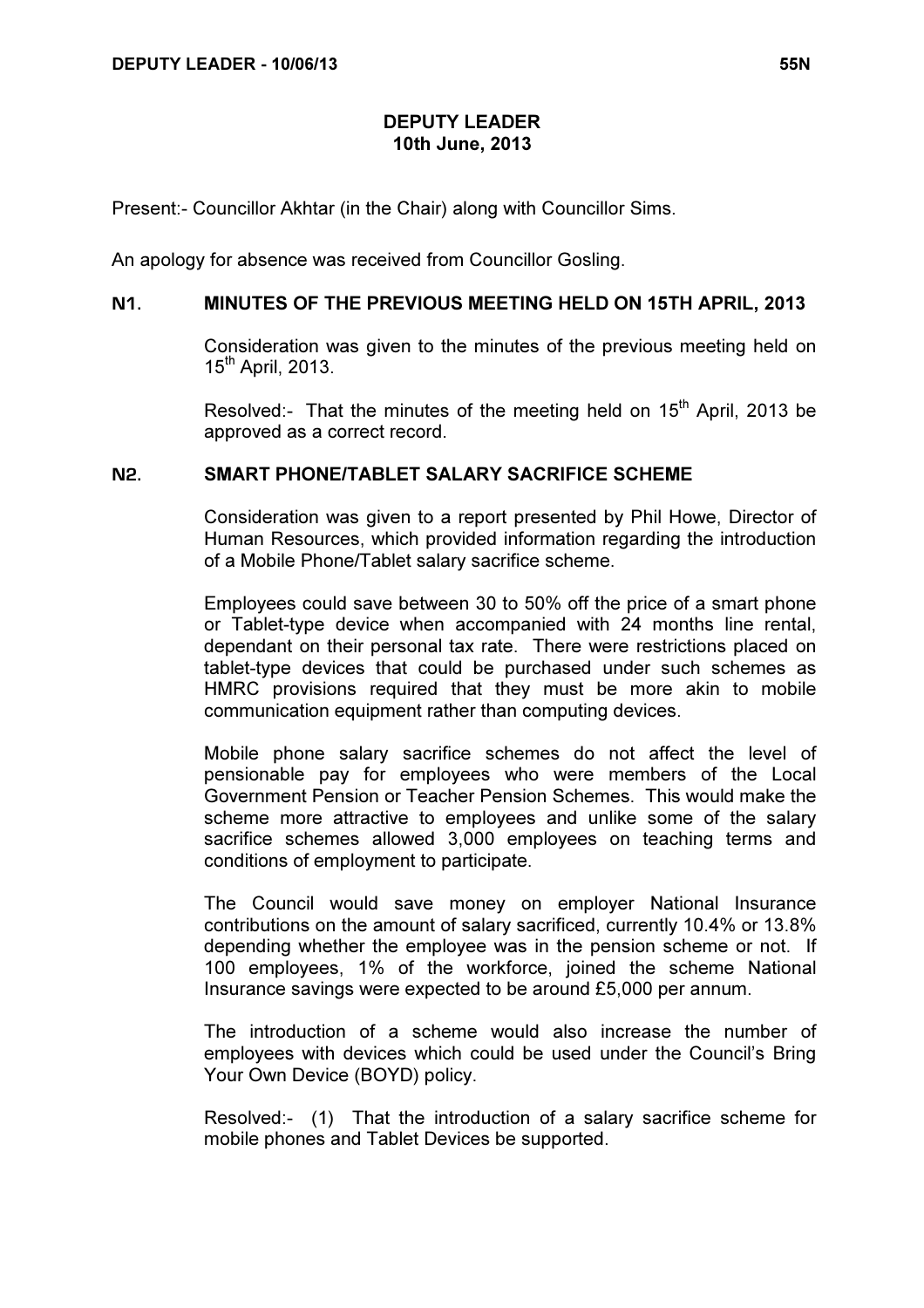# DEPUTY LEADER
## 10th June, 2013

Present:- Councillor Akhtar (in the Chair) along with Councillor Sims.

An apology for absence was received from Councillor Gosling.

### N1. MINUTES OF THE PREVIOUS MEETING HELD ON 15TH APRIL, 2013

Consideration was given to the minutes of the previous meeting held on 15th April, 2013.

Resolved:- That the minutes of the meeting held on 15th April, 2013 be approved as a correct record.

### N2. SMART PHONE/TABLET SALARY SACRIFICE SCHEME

Consideration was given to a report presented by Phil Howe, Director of Human Resources, which provided information regarding the introduction of a Mobile Phone/Tablet salary sacrifice scheme.

Employees could save between 30 to 50% off the price of a smart phone or Tablet-type device when accompanied with 24 months line rental, dependant on their personal tax rate. There were restrictions placed on tablet-type devices that could be purchased under such schemes as HMRC provisions required that they must be more akin to mobile communication equipment rather than computing devices.

Mobile phone salary sacrifice schemes do not affect the level of pensionable pay for employees who were members of the Local Government Pension or Teacher Pension Schemes. This would make the scheme more attractive to employees and unlike some of the salary sacrifice schemes allowed 3,000 employees on teaching terms and conditions of employment to participate.

The Council would save money on employer National Insurance contributions on the amount of salary sacrificed, currently 10.4% or 13.8% depending whether the employee was in the pension scheme or not. If 100 employees, 1% of the workforce, joined the scheme National Insurance savings were expected to be around £5,000 per annum.

The introduction of a scheme would also increase the number of employees with devices which could be used under the Council's Bring Your Own Device (BOYD) policy.

Resolved:- (1) That the introduction of a salary sacrifice scheme for mobile phones and Tablet Devices be supported.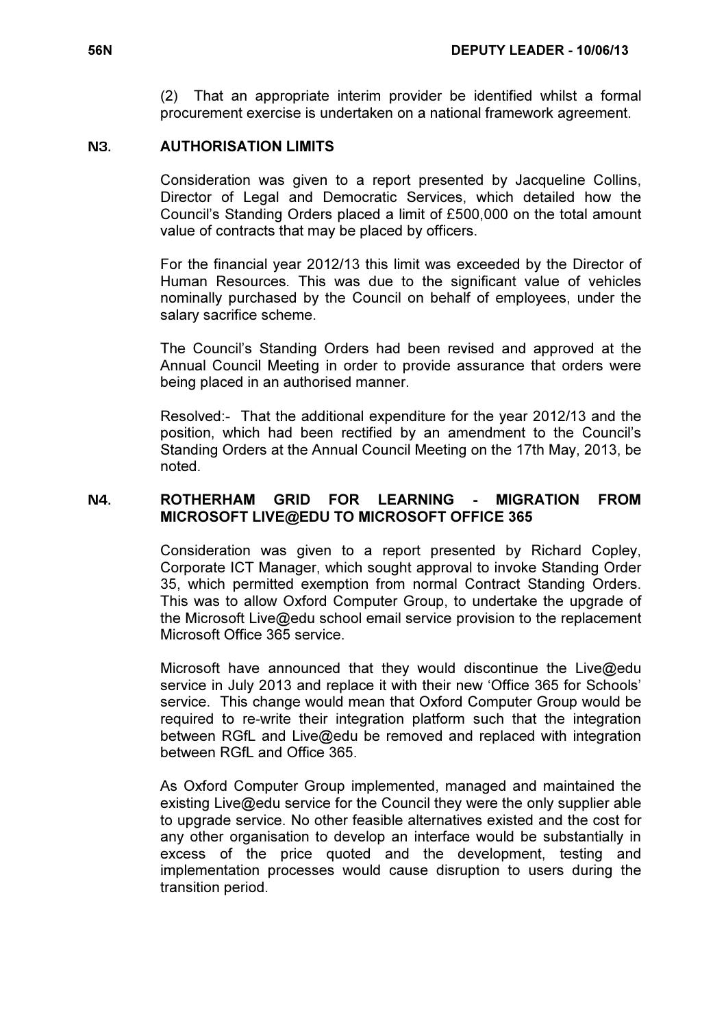(2) That an appropriate interim provider be identified whilst a formal procurement exercise is undertaken on a national framework agreement.

## N3. AUTHORISATION LIMITS

Consideration was given to a report presented by Jacqueline Collins, Director of Legal and Democratic Services, which detailed how the Council's Standing Orders placed a limit of £500,000 on the total amount value of contracts that may be placed by officers.

For the financial year 2012/13 this limit was exceeded by the Director of Human Resources. This was due to the significant value of vehicles nominally purchased by the Council on behalf of employees, under the salary sacrifice scheme.

The Council's Standing Orders had been revised and approved at the Annual Council Meeting in order to provide assurance that orders were being placed in an authorised manner.

Resolved:- That the additional expenditure for the year 2012/13 and the position, which had been rectified by an amendment to the Council's Standing Orders at the Annual Council Meeting on the 17th May, 2013, be noted.

## N4. ROTHERHAM GRID FOR LEARNING - MIGRATION FROM MICROSOFT LIVE@EDU TO MICROSOFT OFFICE 365

Consideration was given to a report presented by Richard Copley, Corporate ICT Manager, which sought approval to invoke Standing Order 35, which permitted exemption from normal Contract Standing Orders. This was to allow Oxford Computer Group, to undertake the upgrade of the Microsoft Live@edu school email service provision to the replacement Microsoft Office 365 service.

Microsoft have announced that they would discontinue the Live@edu service in July 2013 and replace it with their new 'Office 365 for Schools' service. This change would mean that Oxford Computer Group would be required to re-write their integration platform such that the integration between RGfL and Live@edu be removed and replaced with integration between RGfL and Office 365.

As Oxford Computer Group implemented, managed and maintained the existing Live@edu service for the Council they were the only supplier able to upgrade service. No other feasible alternatives existed and the cost for any other organisation to develop an interface would be substantially in excess of the price quoted and the development, testing and implementation processes would cause disruption to users during the transition period.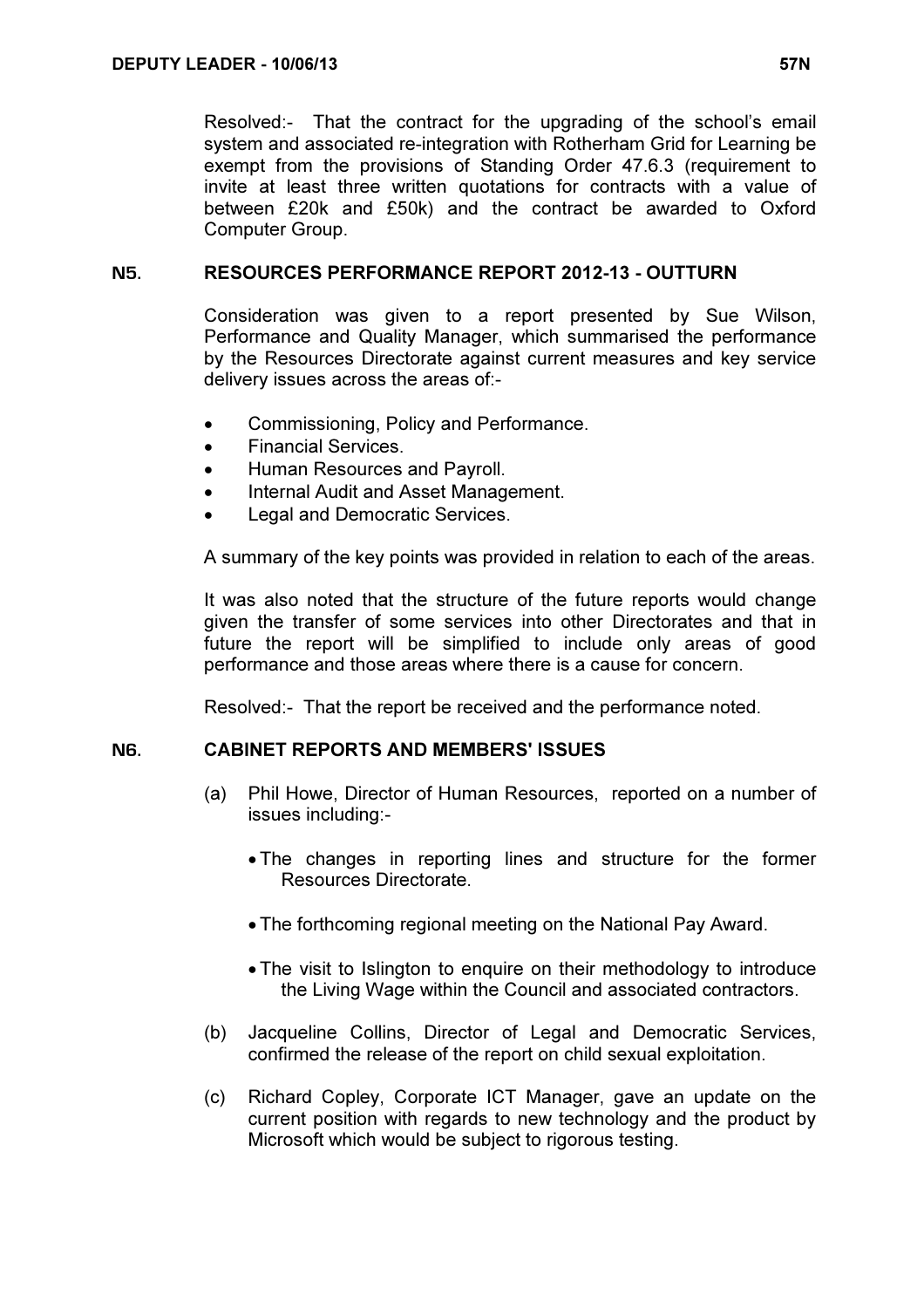Resolved:- That the contract for the upgrading of the school's email system and associated re-integration with Rotherham Grid for Learning be exempt from the provisions of Standing Order 47.6.3 (requirement to invite at least three written quotations for contracts with a value of between £20k and £50k) and the contract be awarded to Oxford Computer Group.

## N5. RESOURCES PERFORMANCE REPORT 2012-13 - OUTTURN

Consideration was given to a report presented by Sue Wilson, Performance and Quality Manager, which summarised the performance by the Resources Directorate against current measures and key service delivery issues across the areas of:-

- Commissioning, Policy and Performance.
- Financial Services.
- Human Resources and Payroll.
- Internal Audit and Asset Management.
- Legal and Democratic Services.

A summary of the key points was provided in relation to each of the areas.

It was also noted that the structure of the future reports would change given the transfer of some services into other Directorates and that in future the report will be simplified to include only areas of good performance and those areas where there is a cause for concern.

Resolved:- That the report be received and the performance noted.

## N6. CABINET REPORTS AND MEMBERS' ISSUES

(a) Phil Howe, Director of Human Resources, reported on a number of issues including:-

- The changes in reporting lines and structure for the former Resources Directorate.
- The forthcoming regional meeting on the National Pay Award.
- The visit to Islington to enquire on their methodology to introduce the Living Wage within the Council and associated contractors.

(b) Jacqueline Collins, Director of Legal and Democratic Services, confirmed the release of the report on child sexual exploitation.

(c) Richard Copley, Corporate ICT Manager, gave an update on the current position with regards to new technology and the product by Microsoft which would be subject to rigorous testing.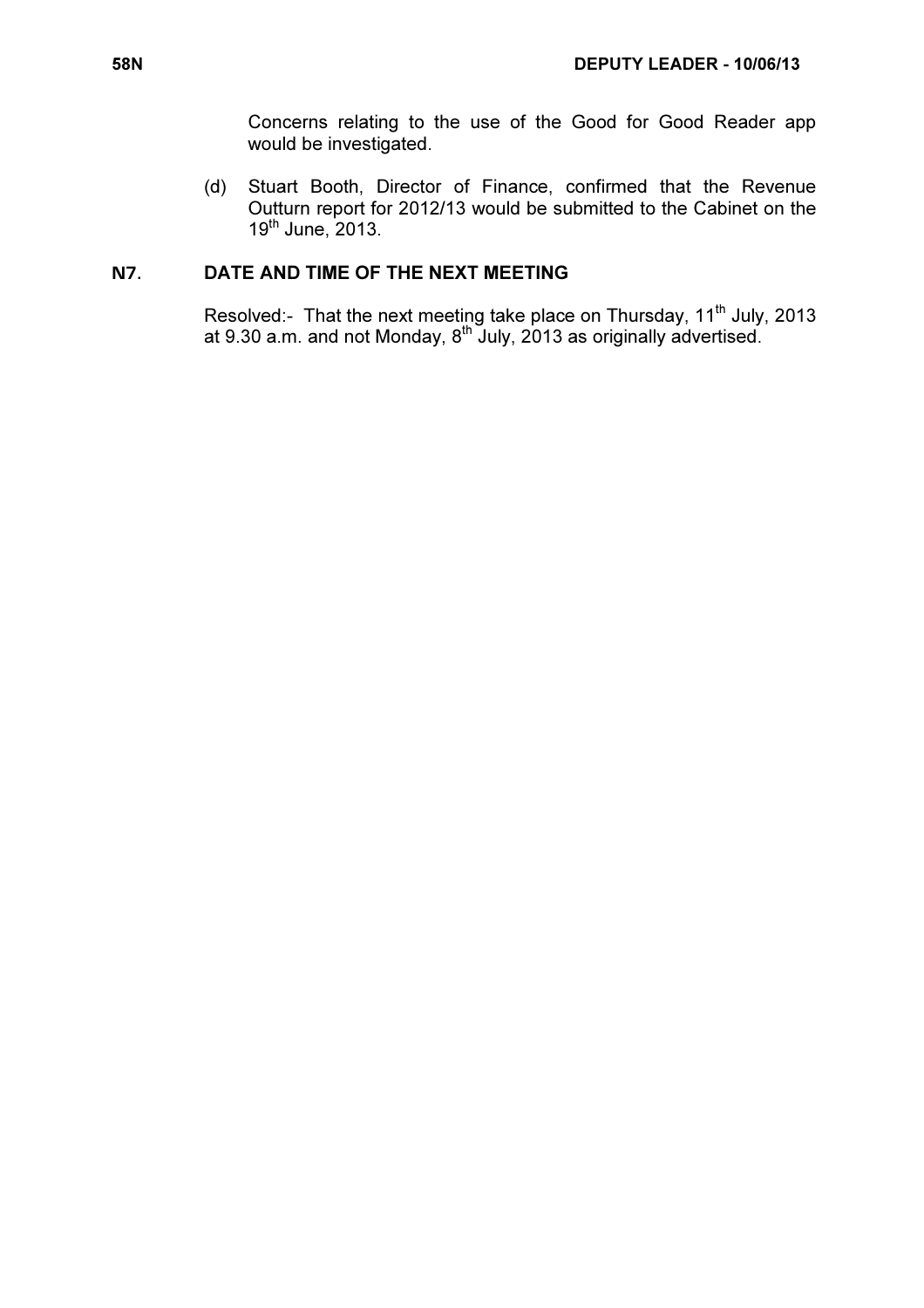Concerns relating to the use of the Good for Good Reader app would be investigated.

(d) Stuart Booth, Director of Finance, confirmed that the Revenue Outturn report for 2012/13 would be submitted to the Cabinet on the 19th June, 2013.

## N7. DATE AND TIME OF THE NEXT MEETING

Resolved:- That the next meeting take place on Thursday, 11th July, 2013 at 9.30 a.m. and not Monday, 8th July, 2013 as originally advertised.